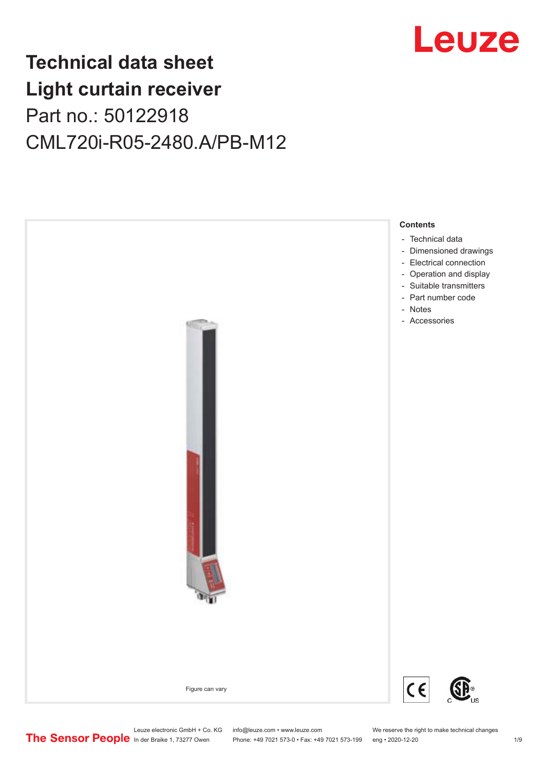# Technical data sheet
# Light curtain receiver
## Part no.: 50122918
## CML720i-R05-2480.A/PB-M12

Leuze

Figure can vary

**Contents**

- Technical data
- Dimensioned drawings
- Electrical connection
- Operation and display
- Suitable transmitters
- Part number code
- Notes
- Accessories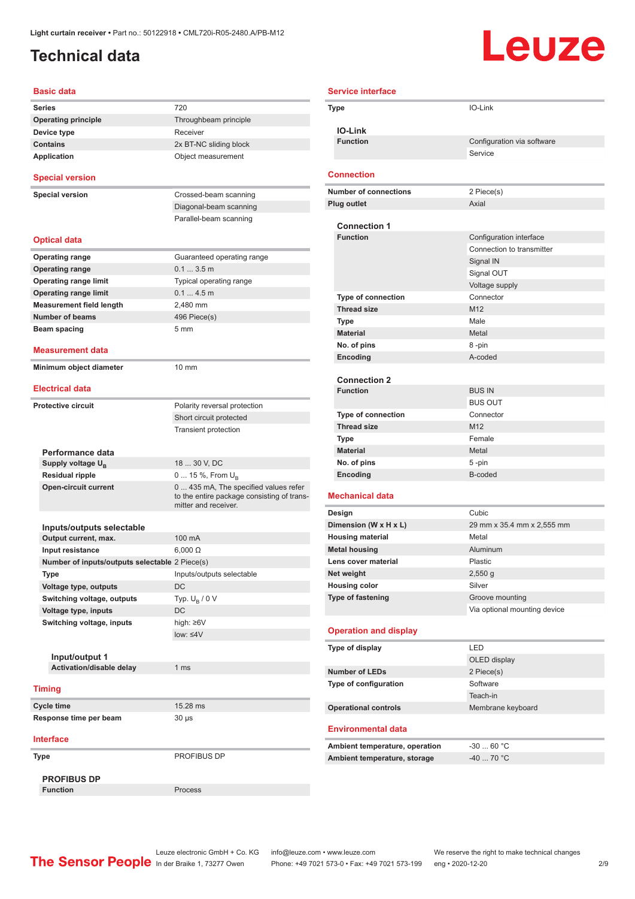# Technical data

## Basic data

| | |
|---|---|
| **Series** | 720 |
| **Operating principle** | Throughbeam principle |
| **Device type** | Receiver |
| **Contains** | 2x BT-NC sliding block |
| **Application** | Object measurement |

## Special version

| | |
|---|---|
| **Special version** | Crossed-beam scanning |
| | Diagonal-beam scanning |
| | Parallel-beam scanning |

## Optical data

| | |
|---|---|
| **Operating range** | Guaranteed operating range |
| **Operating range** | 0.1 ... 3.5 m |
| **Operating range limit** | Typical operating range |
| **Operating range limit** | 0.1 ... 4.5 m |
| **Measurement field length** | 2,480 mm |
| **Number of beams** | 496 Piece(s) |
| **Beam spacing** | 5 mm |

## Measurement data

| | |
|---|---|
| **Minimum object diameter** | 10 mm |

## Electrical data

| | |
|---|---|
| **Protective circuit** | Polarity reversal protection |
| | Short circuit protected |
| | Transient protection |

### Performance data

| | |
|---|---|
| **Supply voltage $U_B$** | 18 ... 30 V, DC |
| **Residual ripple** | 0 ... 15 %, From $U_B$ |
| **Open-circuit current** | 0 ... 435 mA, The specified values refer to the entire package consisting of transmitter and receiver. |

### Inputs/outputs selectable

| | |
|---|---|
| **Output current, max.** | 100 mA |
| **Input resistance** | 6,000 Ω |
| **Number of inputs/outputs selectable** | 2 Piece(s) |
| **Type** | Inputs/outputs selectable |
| **Voltage type, outputs** | DC |
| **Switching voltage, outputs** | Typ. $U_B$ / 0 V |
| **Voltage type, inputs** | DC |
| **Switching voltage, inputs** | high: ≥6V |
| | low: ≤4V |

#### Input/output 1

| | |
|---|---|
| **Activation/disable delay** | 1 ms |

## Timing

| | |
|---|---|
| **Cycle time** | 15.28 ms |
| **Response time per beam** | 30 µs |

## Interface

| | |
|---|---|
| **Type** | PROFIBUS DP |

### PROFIBUS DP

| | |
|---|---|
| **Function** | Process |

## Service interface

| | |
|---|---|
| **Type** | IO-Link |

### IO-Link

| | |
|---|---|
| **Function** | Configuration via software |
| | Service |

## Connection

| | |
|---|---|
| **Number of connections** | 2 Piece(s) |
| **Plug outlet** | Axial |

### Connection 1

| | |
|---|---|
| **Function** | Configuration interface |
| | Connection to transmitter |
| | Signal IN |
| | Signal OUT |
| | Voltage supply |
| **Type of connection** | Connector |
| **Thread size** | M12 |
| **Type** | Male |
| **Material** | Metal |
| **No. of pins** | 8 -pin |
| **Encoding** | A-coded |

### Connection 2

| | |
|---|---|
| **Function** | BUS IN |
| | BUS OUT |
| **Type of connection** | Connector |
| **Thread size** | M12 |
| **Type** | Female |
| **Material** | Metal |
| **No. of pins** | 5 -pin |
| **Encoding** | B-coded |

## Mechanical data

| | |
|---|---|
| **Design** | Cubic |
| **Dimension (W x H x L)** | 29 mm x 35.4 mm x 2,555 mm |
| **Housing material** | Metal |
| **Metal housing** | Aluminum |
| **Lens cover material** | Plastic |
| **Net weight** | 2,550 g |
| **Housing color** | Silver |
| **Type of fastening** | Groove mounting |
| | Via optional mounting device |

## Operation and display

| | |
|---|---|
| **Type of display** | LED |
| | OLED display |
| **Number of LEDs** | 2 Piece(s) |
| **Type of configuration** | Software |
| | Teach-in |
| **Operational controls** | Membrane keyboard |

## Environmental data

| | |
|---|---|
| **Ambient temperature, operation** | -30 ... 60 °C |
| **Ambient temperature, storage** | -40 ... 70 °C |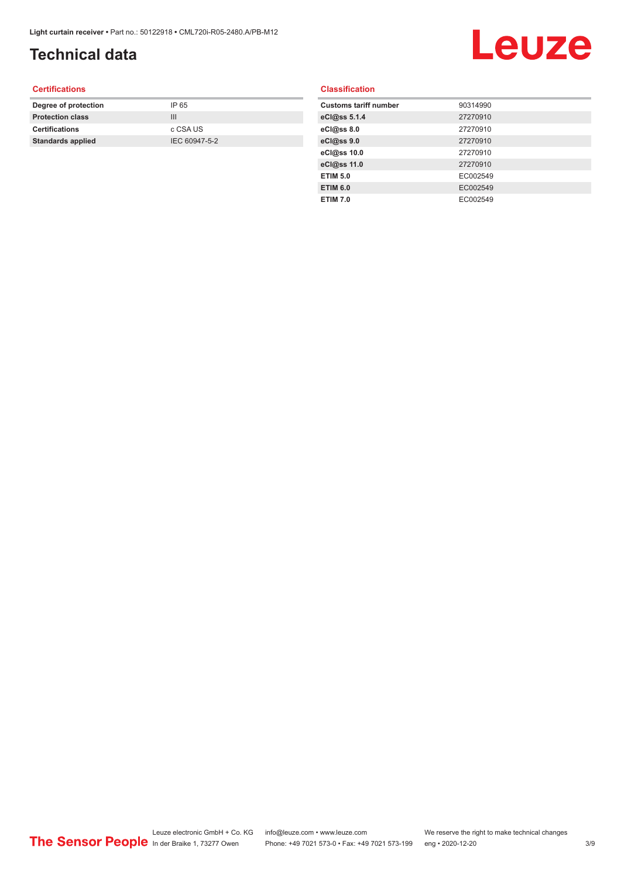# Technical data

## Certifications

| | |
|---|---|
| **Degree of protection** | IP 65 |
| **Protection class** | III |
| **Certifications** | c CSA US |
| **Standards applied** | IEC 60947-5-2 |

## Classification

| | |
|---|---|
| **Customs tariff number** | 90314990 |
| **eCl@ss 5.1.4** | 27270910 |
| **eCl@ss 8.0** | 27270910 |
| **eCl@ss 9.0** | 27270910 |
| **eCl@ss 10.0** | 27270910 |
| **eCl@ss 11.0** | 27270910 |
| **ETIM 5.0** | EC002549 |
| **ETIM 6.0** | EC002549 |
| **ETIM 7.0** | EC002549 |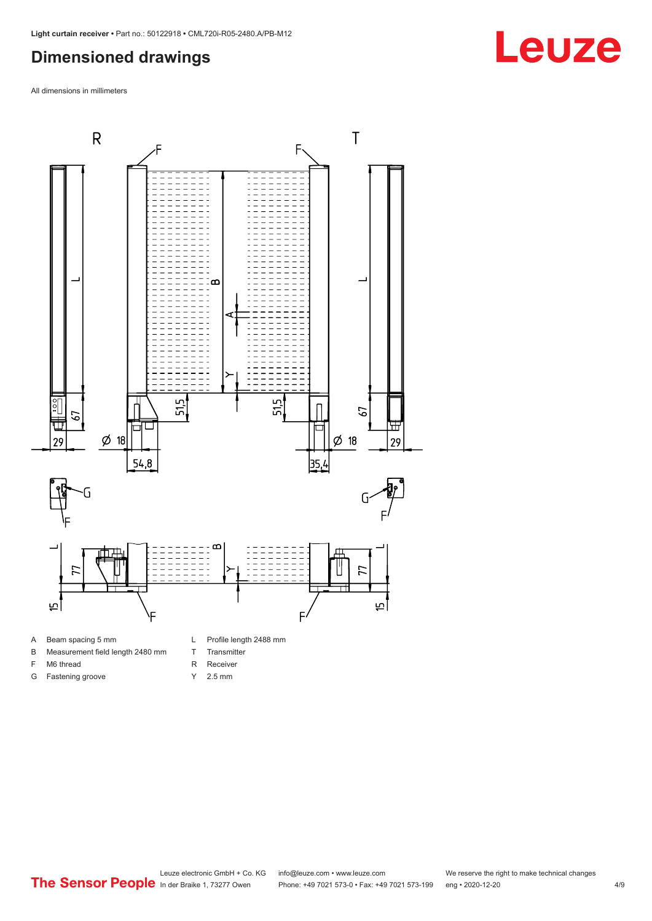# Dimensioned drawings

All dimensions in millimeters

| | | | |
|---|---|---|---|
| A | Beam spacing 5 mm | L | Profile length 2488 mm |
| B | Measurement field length 2480 mm | T | Transmitter |
| F | M6 thread | R | Receiver |
| G | Fastening groove | Y | 2.5 mm |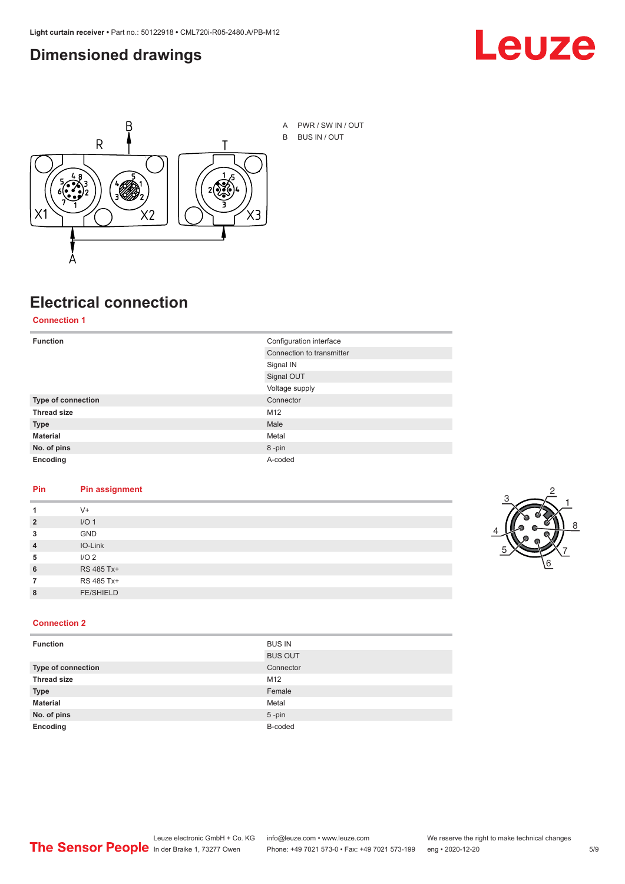# Dimensioned drawings

A PWR / SW IN / OUT

B BUS IN / OUT

# Electrical connection

## Connection 1

| Function | Configuration interface |
|---|---|
| | Connection to transmitter |
| | Signal IN |
| | Signal OUT |
| | Voltage supply |
| **Type of connection** | Connector |
| **Thread size** | M12 |
| **Type** | Male |
| **Material** | Metal |
| **No. of pins** | 8 -pin |
| **Encoding** | A-coded |

| Pin | Pin assignment |
|---|---|
| **1** | V+ |
| **2** | I/O 1 |
| **3** | GND |
| **4** | IO-Link |
| **5** | I/O 2 |
| **6** | RS 485 Tx+ |
| **7** | RS 485 Tx+ |
| **8** | FE/SHIELD |

## Connection 2

| Function | BUS IN |
|---|---|
| | BUS OUT |
| **Type of connection** | Connector |
| **Thread size** | M12 |
| **Type** | Female |
| **Material** | Metal |
| **No. of pins** | 5 -pin |
| **Encoding** | B-coded |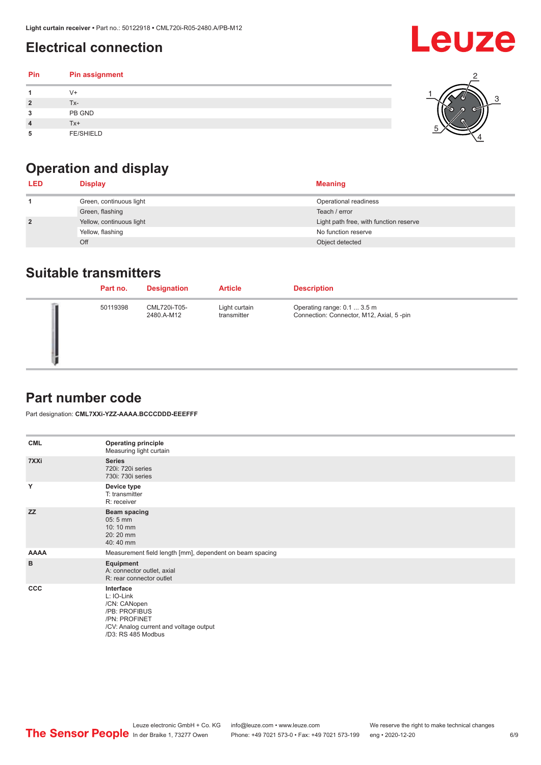## Electrical connection

| Pin | Pin assignment |
|---|---|
| 1 | V+ |
| 2 | Tx- |
| 3 | PB GND |
| 4 | Tx+ |
| 5 | FE/SHIELD |

## Operation and display

| LED | Display | Meaning |
|---|---|---|
| 1 | Green, continuous light | Operational readiness |
| | Green, flashing | Teach / error |
| 2 | Yellow, continuous light | Light path free, with function reserve |
| | Yellow, flashing | No function reserve |
| | Off | Object detected |

## Suitable transmitters

| Part no. | Designation | Article | Description |
|---|---|---|---|
| 50119398 | CML720i-T05-2480.A-M12 | Light curtain transmitter | Operating range: 0.1 ... 3.5 m<br>Connection: Connector, M12, Axial, 5 -pin |

## Part number code

Part designation: **CML7XXi-YZZ-AAAA.BCCCDDD-EEEFFF**

| | |
|---|---|
| CML | **Operating principle**<br>Measuring light curtain |
| 7XXi | **Series**<br>720i: 720i series<br>730i: 730i series |
| Y | **Device type**<br>T: transmitter<br>R: receiver |
| ZZ | **Beam spacing**<br>05: 5 mm<br>10: 10 mm<br>20: 20 mm<br>40: 40 mm |
| AAAA | Measurement field length [mm], dependent on beam spacing |
| B | **Equipment**<br>A: connector outlet, axial<br>R: rear connector outlet |
| CCC | **Interface**<br>L: IO-Link<br>/CN: CANopen<br>/PB: PROFIBUS<br>/PN: PROFINET<br>/CV: Analog current and voltage output<br>/D3: RS 485 Modbus |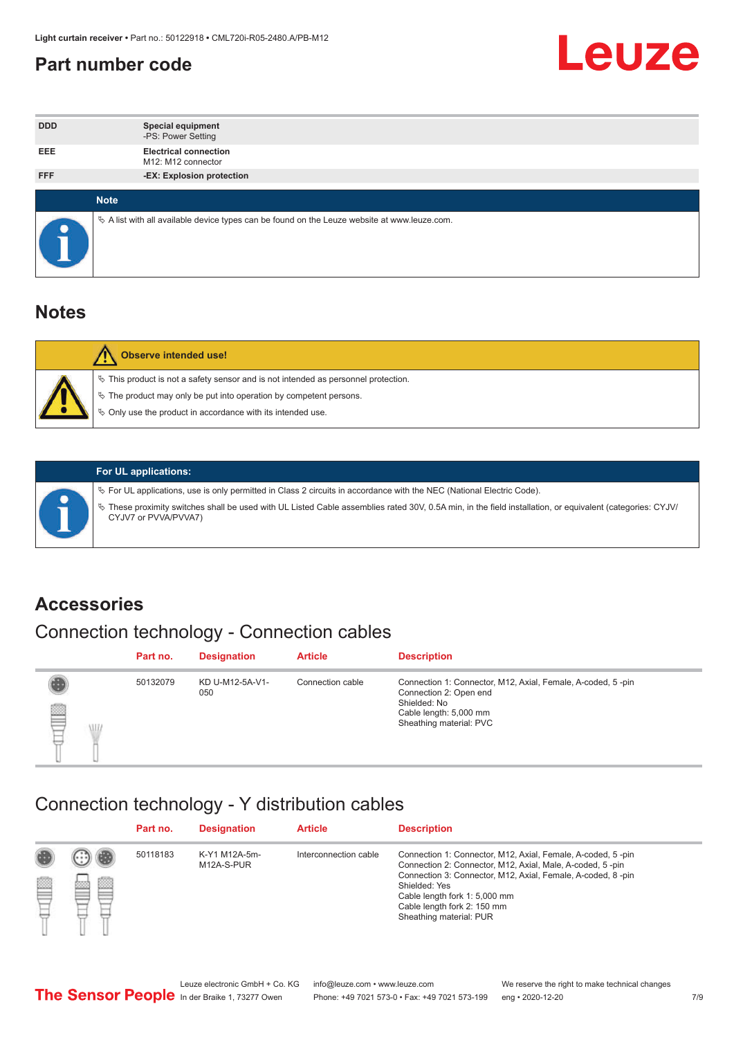## Part number code

| | |
|---|---|
| DDD | **Special equipment**<br>-PS: Power Setting |
| EEE | **Electrical connection**<br>M12: M12 connector |
| FFF | **-EX: Explosion protection** |

**Note**

- A list with all available device types can be found on the Leuze website at www.leuze.com.

# Notes

**Observe intended use!**

- This product is not a safety sensor and is not intended as personnel protection.
- The product may only be put into operation by competent persons.
- Only use the product in accordance with its intended use.

**For UL applications:**

- For UL applications, use is only permitted in Class 2 circuits in accordance with the NEC (National Electric Code).
- These proximity switches shall be used with UL Listed Cable assemblies rated 30V, 0.5A min, in the field installation, or equivalent (categories: CYJV/CYJV7 or PVVA/PVVA7)

# Accessories

## Connection technology - Connection cables

| Part no. | Designation | Article | Description |
|---|---|---|---|
| 50132079 | KD U-M12-5A-V1-050 | Connection cable | Connection 1: Connector, M12, Axial, Female, A-coded, 5 -pin<br>Connection 2: Open end<br>Shielded: No<br>Cable length: 5,000 mm<br>Sheathing material: PVC |

## Connection technology - Y distribution cables

| Part no. | Designation | Article | Description |
|---|---|---|---|
| 50118183 | K-Y1 M12A-5m-M12A-S-PUR | Interconnection cable | Connection 1: Connector, M12, Axial, Female, A-coded, 5 -pin<br>Connection 2: Connector, M12, Axial, Male, A-coded, 5 -pin<br>Connection 3: Connector, M12, Axial, Female, A-coded, 8 -pin<br>Shielded: Yes<br>Cable length fork 1: 5,000 mm<br>Cable length fork 2: 150 mm<br>Sheathing material: PUR |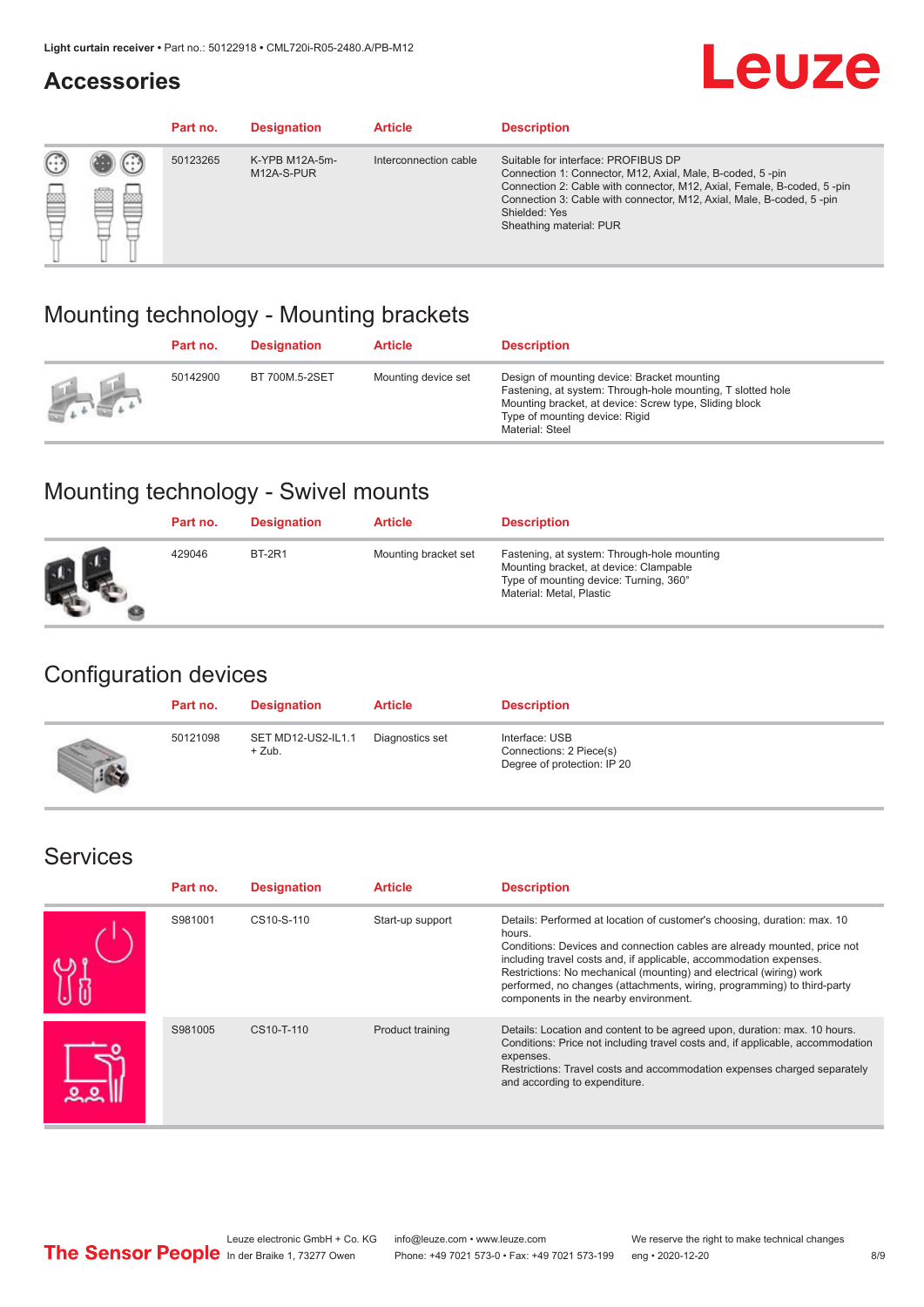## Accessories

| Part no. | Designation | Article | Description |
| --- | --- | --- | --- |
| 50123265 | K-YPB M12A-5m-M12A-S-PUR | Interconnection cable | Suitable for interface: PROFIBUS DP<br>Connection 1: Connector, M12, Axial, Male, B-coded, 5 -pin<br>Connection 2: Cable with connector, M12, Axial, Female, B-coded, 5 -pin<br>Connection 3: Cable with connector, M12, Axial, Male, B-coded, 5 -pin<br>Shielded: Yes<br>Sheathing material: PUR |

## Mounting technology - Mounting brackets

| Part no. | Designation | Article | Description |
| --- | --- | --- | --- |
| 50142900 | BT 700M.5-2SET | Mounting device set | Design of mounting device: Bracket mounting<br>Fastening, at system: Through-hole mounting, T slotted hole<br>Mounting bracket, at device: Screw type, Sliding block<br>Type of mounting device: Rigid<br>Material: Steel |

## Mounting technology - Swivel mounts

| Part no. | Designation | Article | Description |
| --- | --- | --- | --- |
| 429046 | BT-2R1 | Mounting bracket set | Fastening, at system: Through-hole mounting<br>Mounting bracket, at device: Clampable<br>Type of mounting device: Turning, 360°<br>Material: Metal, Plastic |

## Configuration devices

| Part no. | Designation | Article | Description |
| --- | --- | --- | --- |
| 50121098 | SET MD12-US2-IL1.1 + Zub. | Diagnostics set | Interface: USB<br>Connections: 2 Piece(s)<br>Degree of protection: IP 20 |

## Services

| Part no. | Designation | Article | Description |
| --- | --- | --- | --- |
| S981001 | CS10-S-110 | Start-up support | Details: Performed at location of customer's choosing, duration: max. 10 hours.<br>Conditions: Devices and connection cables are already mounted, price not including travel costs and, if applicable, accommodation expenses.<br>Restrictions: No mechanical (mounting) and electrical (wiring) work performed, no changes (attachments, wiring, programming) to third-party components in the nearby environment. |
| S981005 | CS10-T-110 | Product training | Details: Location and content to be agreed upon, duration: max. 10 hours.<br>Conditions: Price not including travel costs and, if applicable, accommodation expenses.<br>Restrictions: Travel costs and accommodation expenses charged separately and according to expenditure. |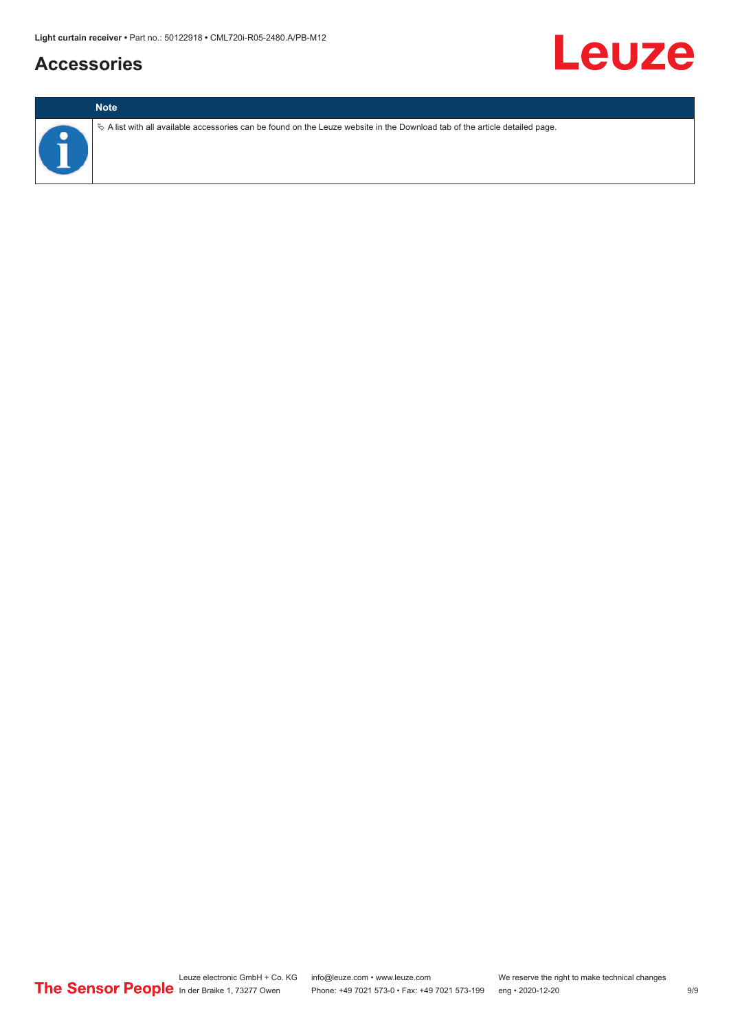## Accessories

| | Note |
|---|---|
| | ✎ A list with all available accessories can be found on the Leuze website in the Download tab of the article detailed page. |